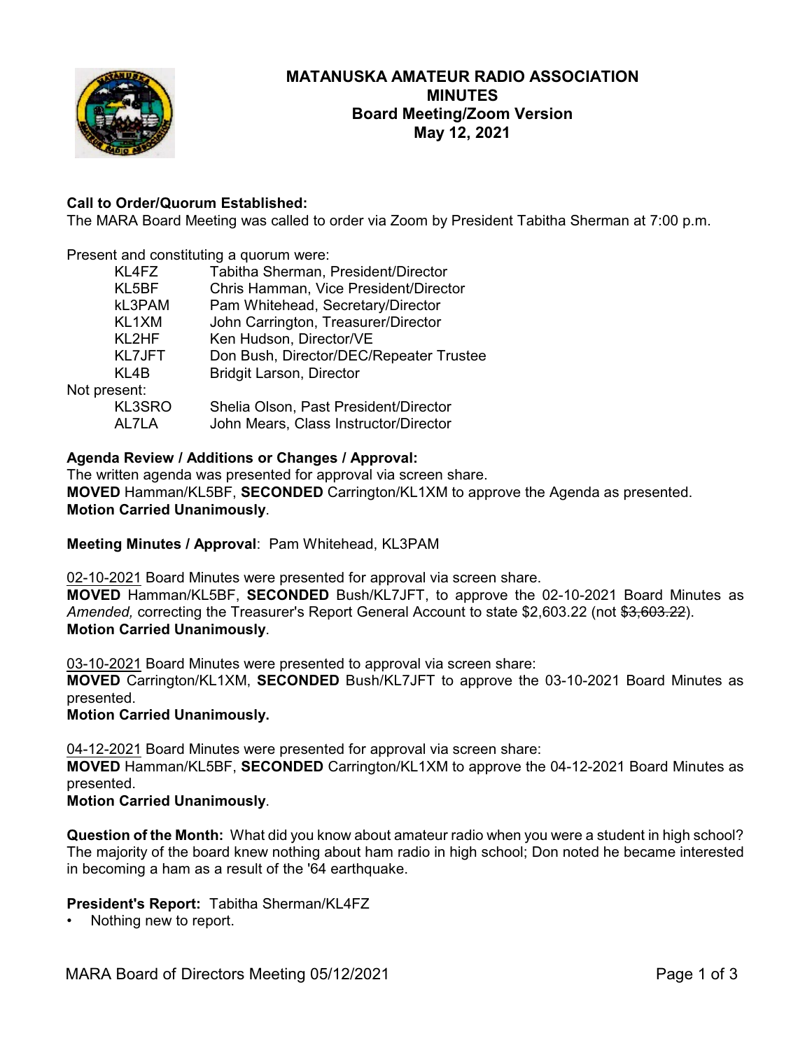# MATANUSKA AMATEUR RADIO ASSOCIATION
## MINUTES
## Board Meeting/Zoom Version
## May 12, 2021

**Call to Order/Quorum Established:**
The MARA Board Meeting was called to order via Zoom by President Tabitha Sherman at 7:00 p.m.

Present and constituting a quorum were:

| | |
|---|---|
| KL4FZ | Tabitha Sherman, President/Director |
| KL5BF | Chris Hamman, Vice President/Director |
| kL3PAM | Pam Whitehead, Secretary/Director |
| KL1XM | John Carrington, Treasurer/Director |
| KL2HF | Ken Hudson, Director/VE |
| KL7JFT | Don Bush, Director/DEC/Repeater Trustee |
| KL4B | Bridgit Larson, Director |

Not present:

| | |
|---|---|
| KL3SRO | Shelia Olson, Past President/Director |
| AL7LA | John Mears, Class Instructor/Director |

**Agenda Review / Additions or Changes / Approval:**
The written agenda was presented for approval via screen share.
**MOVED** Hamman/KL5BF, **SECONDED** Carrington/KL1XM to approve the Agenda as presented.
**Motion Carried Unanimously**.

**Meeting Minutes / Approval**: Pam Whitehead, KL3PAM

02-10-2021 Board Minutes were presented for approval via screen share.
**MOVED** Hamman/KL5BF, **SECONDED** Bush/KL7JFT, to approve the 02-10-2021 Board Minutes as *Amended,* correcting the Treasurer's Report General Account to state $2,603.22 (not ~~$3,603.22~~).
**Motion Carried Unanimously**.

03-10-2021 Board Minutes were presented to approval via screen share:
**MOVED** Carrington/KL1XM, **SECONDED** Bush/KL7JFT to approve the 03-10-2021 Board Minutes as presented.
**Motion Carried Unanimously.**

04-12-2021 Board Minutes were presented for approval via screen share:
**MOVED** Hamman/KL5BF, **SECONDED** Carrington/KL1XM to approve the 04-12-2021 Board Minutes as presented.
**Motion Carried Unanimously**.

**Question of the Month:** What did you know about amateur radio when you were a student in high school? The majority of the board knew nothing about ham radio in high school; Don noted he became interested in becoming a ham as a result of the '64 earthquake.

**President's Report:** Tabitha Sherman/KL4FZ
- Nothing new to report.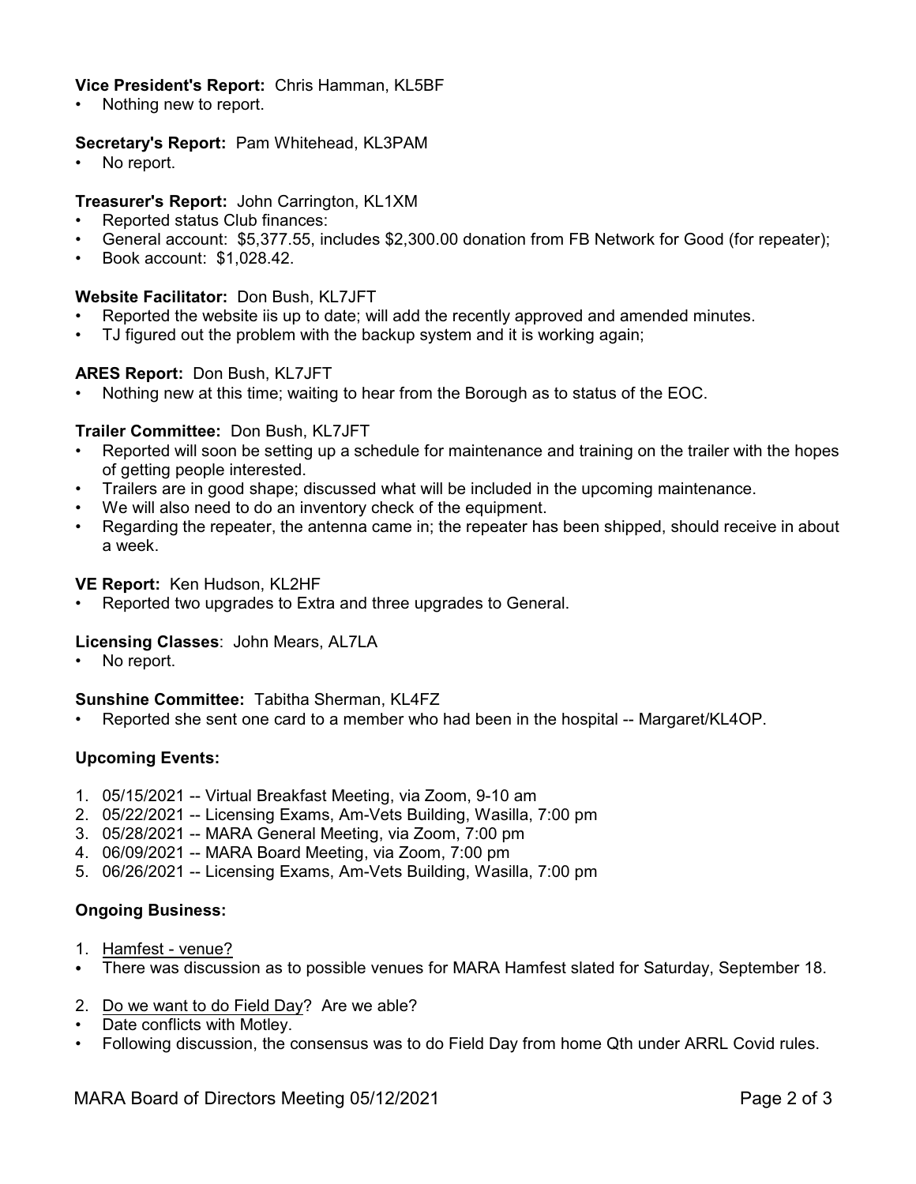**Vice President's Report:** Chris Hamman, KL5BF

- Nothing new to report.

**Secretary's Report:** Pam Whitehead, KL3PAM

- No report.

**Treasurer's Report:** John Carrington, KL1XM

- Reported status Club finances:
- General account: $5,377.55, includes $2,300.00 donation from FB Network for Good (for repeater);
- Book account: $1,028.42.

**Website Facilitator:** Don Bush, KL7JFT

- Reported the website iis up to date; will add the recently approved and amended minutes.
- TJ figured out the problem with the backup system and it is working again;

**ARES Report:** Don Bush, KL7JFT

- Nothing new at this time; waiting to hear from the Borough as to status of the EOC.

**Trailer Committee:** Don Bush, KL7JFT

- Reported will soon be setting up a schedule for maintenance and training on the trailer with the hopes of getting people interested.
- Trailers are in good shape; discussed what will be included in the upcoming maintenance.
- We will also need to do an inventory check of the equipment.
- Regarding the repeater, the antenna came in; the repeater has been shipped, should receive in about a week.

**VE Report:** Ken Hudson, KL2HF

- Reported two upgrades to Extra and three upgrades to General.

**Licensing Classes**: John Mears, AL7LA

- No report.

**Sunshine Committee:** Tabitha Sherman, KL4FZ

- Reported she sent one card to a member who had been in the hospital -- Margaret/KL4OP.

**Upcoming Events:**

1. 05/15/2021 -- Virtual Breakfast Meeting, via Zoom, 9-10 am
2. 05/22/2021 -- Licensing Exams, Am-Vets Building, Wasilla, 7:00 pm
3. 05/28/2021 -- MARA General Meeting, via Zoom, 7:00 pm
4. 06/09/2021 -- MARA Board Meeting, via Zoom, 7:00 pm
5. 06/26/2021 -- Licensing Exams, Am-Vets Building, Wasilla, 7:00 pm

**Ongoing Business:**

1. <u>Hamfest - venue?</u>

- There was discussion as to possible venues for MARA Hamfest slated for Saturday, September 18.

2. <u>Do we want to do Field Day</u>? Are we able?

- Date conflicts with Motley.
- Following discussion, the consensus was to do Field Day from home Qth under ARRL Covid rules.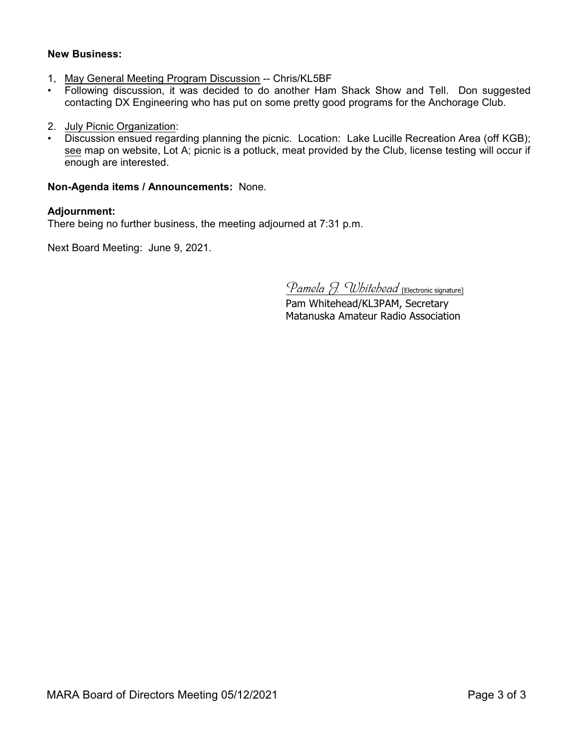**New Business:**

1, <u>May General Meeting Program Discussion</u> -- Chris/KL5BF

- Following discussion, it was decided to do another Ham Shack Show and Tell. Don suggested contacting DX Engineering who has put on some pretty good programs for the Anchorage Club.

2. <u>July Picnic Organization</u>:

- Discussion ensued regarding planning the picnic. Location: Lake Lucille Recreation Area (off KGB); <u>see</u> map on website, Lot A; picnic is a potluck, meat provided by the Club, license testing will occur if enough are interested.

**Non-Agenda items / Announcements:** None.

**Adjournment:**
There being no further business, the meeting adjourned at 7:31 p.m.

Next Board Meeting: June 9, 2021.

*Pamela J. Whitehead* [Electronic signature]
Pam Whitehead/KL3PAM, Secretary
Matanuska Amateur Radio Association